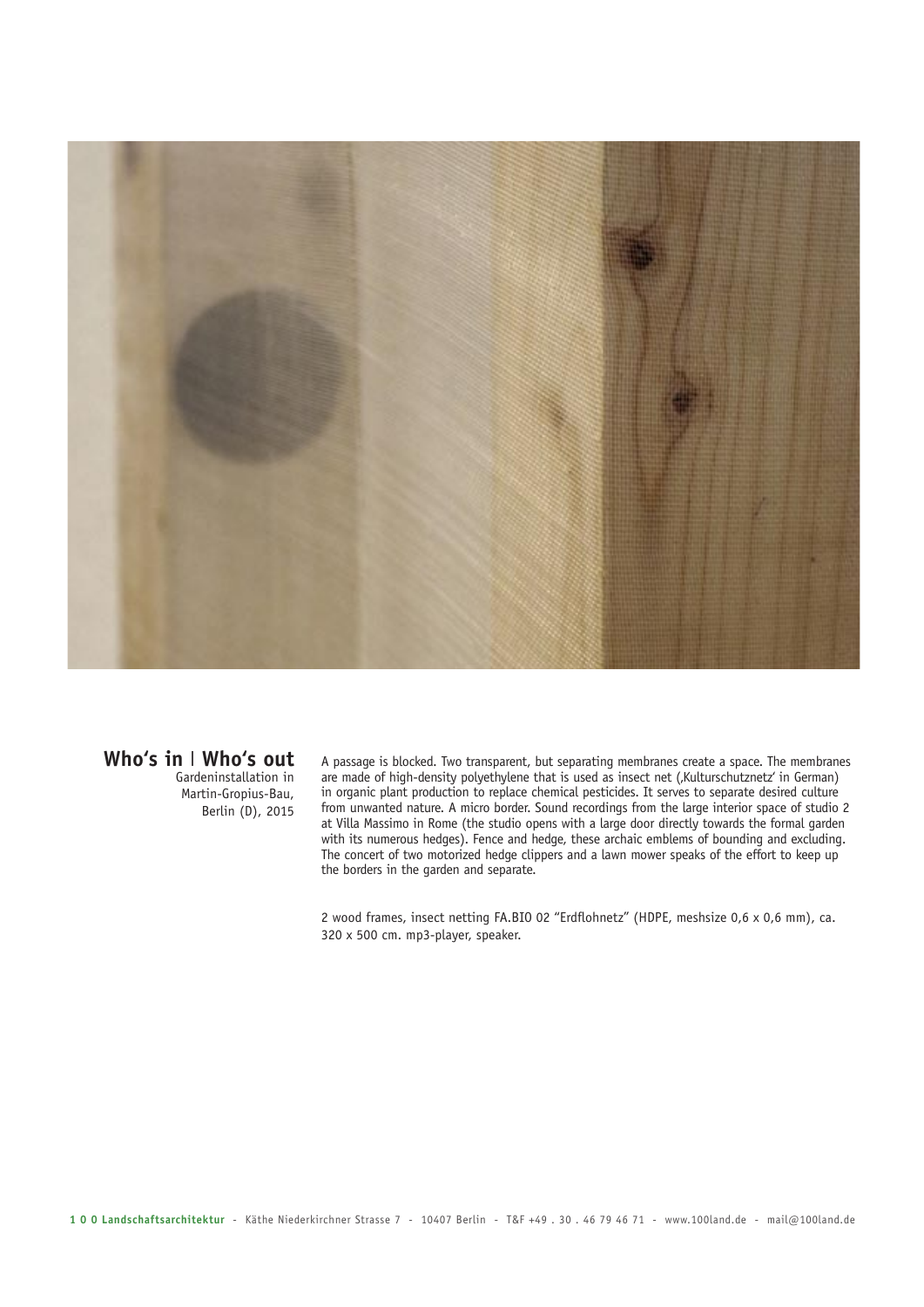## Who's in | Who's out

Gardeninstallation in Martin-Gropius-Bau, Berlin (D), 2015

A passage is blocked. Two transparent, but separating membranes create a space. The membranes are made of high-density polyethylene that is used as insect net (‚Kulturschutznetz' in German) in organic plant production to replace chemical pesticides. It serves to separate desired culture from unwanted nature. A micro border. Sound recordings from the large interior space of studio 2 at Villa Massimo in Rome (the studio opens with a large door directly towards the formal garden with its numerous hedges). Fence and hedge, these archaic emblems of bounding and excluding. The concert of two motorized hedge clippers and a lawn mower speaks of the effort to keep up the borders in the garden and separate.

2 wood frames, insect netting FA.BIO 02 "Erdflohnetz" (HDPE, meshsize 0,6 x 0,6 mm), ca. 320 x 500 cm. mp3-player, speaker.

**1 0 0 Landschaftsarchitektur** - Käthe Niederkirchner Strasse 7 - 10407 Berlin - T&F +49 . 30 . 46 79 46 71 - www.100land.de - mail@100land.de